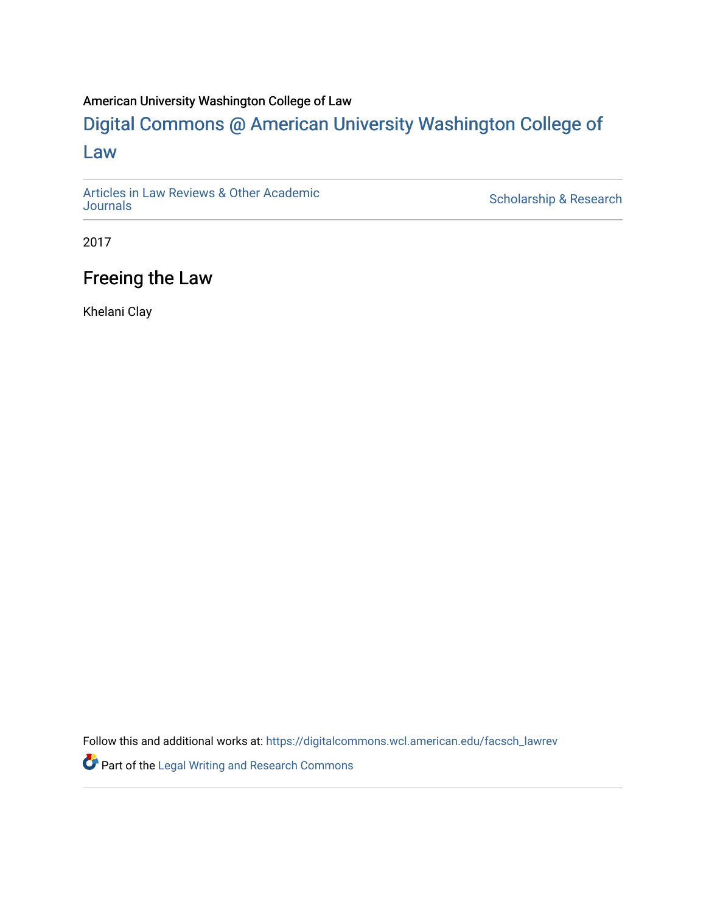American University Washington College of Law

# Digital Commons @ American University Washington College of Law

Articles in Law Reviews & Other Academic Journals

Scholarship & Research

2017

## Freeing the Law

Khelani Clay

Follow this and additional works at: https://digitalcommons.wcl.american.edu/facsch_lawrev

Part of the Legal Writing and Research Commons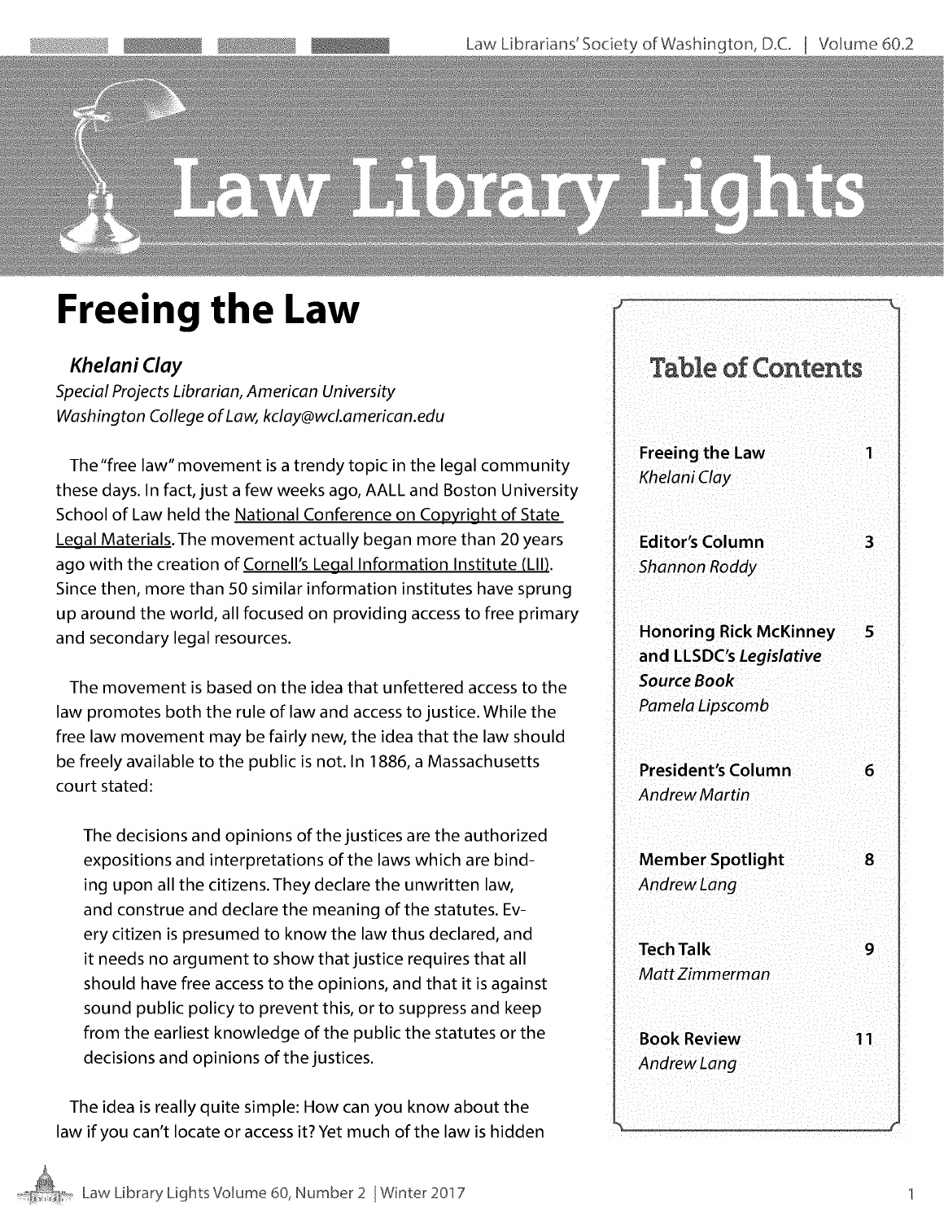# Law Library Lights

# Freeing the Law

*Khelani Clay*
*Special Projects Librarian, American University Washington College of Law, kclay@wcl.american.edu*

The "free law" movement is a trendy topic in the legal community these days. In fact, just a few weeks ago, AALL and Boston University School of Law held the National Conference on Copyright of State Legal Materials. The movement actually began more than 20 years ago with the creation of Cornell's Legal Information Institute (LII). Since then, more than 50 similar information institutes have sprung up around the world, all focused on providing access to free primary and secondary legal resources.

The movement is based on the idea that unfettered access to the law promotes both the rule of law and access to justice. While the free law movement may be fairly new, the idea that the law should be freely available to the public is not. In 1886, a Massachusetts court stated:

> The decisions and opinions of the justices are the authorized expositions and interpretations of the laws which are binding upon all the citizens. They declare the unwritten law, and construe and declare the meaning of the statutes. Every citizen is presumed to know the law thus declared, and it needs no argument to show that justice requires that all should have free access to the opinions, and that it is against sound public policy to prevent this, or to suppress and keep from the earliest knowledge of the public the statutes or the decisions and opinions of the justices.

The idea is really quite simple: How can you know about the law if you can't locate or access it? Yet much of the law is hidden

## Table of Contents

| | |
|---|---|
| **Freeing the Law** *Khelani Clay* | 1 |
| **Editor's Column** *Shannon Roddy* | 3 |
| **Honoring Rick McKinney and LLSDC's *Legislative Source Book*** *Pamela Lipscomb* | 5 |
| **President's Column** *Andrew Martin* | 6 |
| **Member Spotlight** *Andrew Lang* | 8 |
| **Tech Talk** *Matt Zimmerman* | 9 |
| **Book Review** *Andrew Lang* | 11 |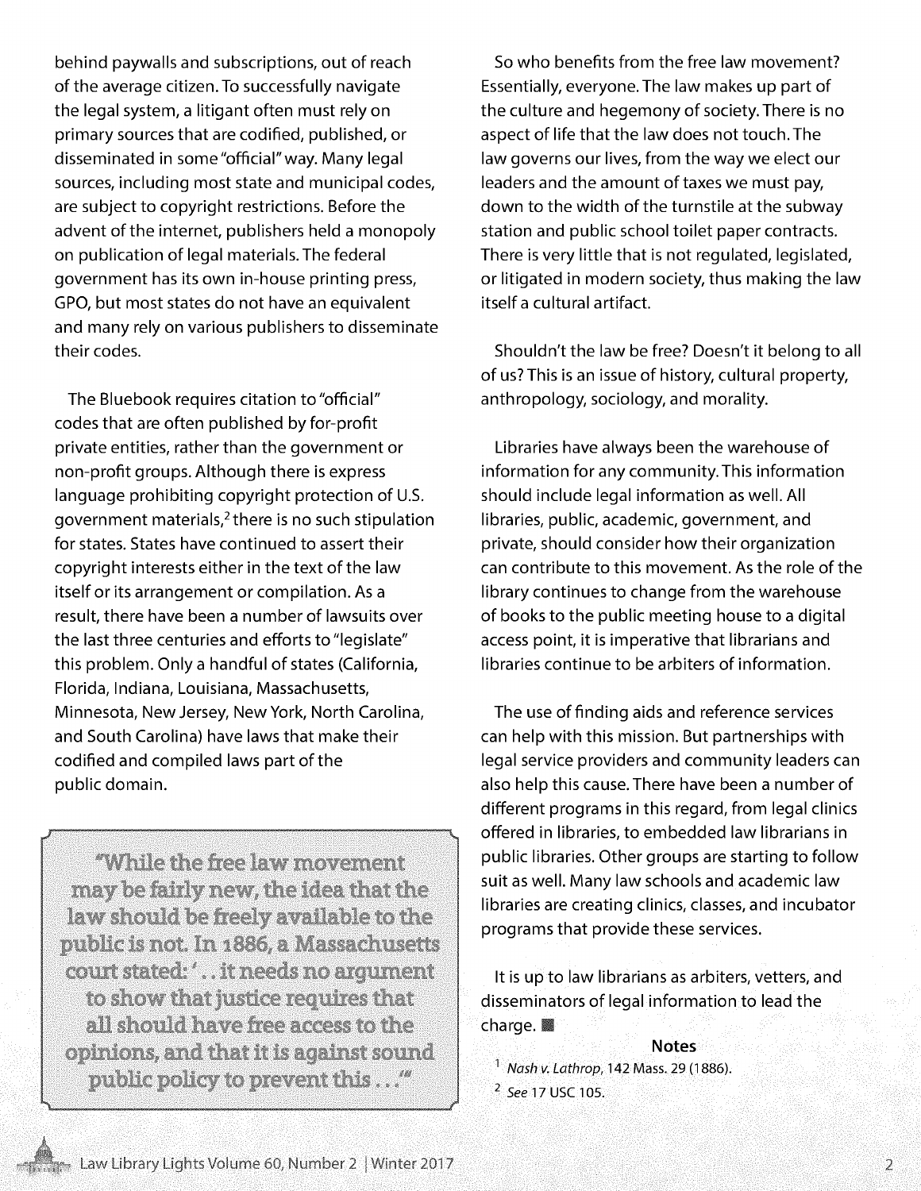behind paywalls and subscriptions, out of reach of the average citizen. To successfully navigate the legal system, a litigant often must rely on primary sources that are codified, published, or disseminated in some "official" way. Many legal sources, including most state and municipal codes, are subject to copyright restrictions. Before the advent of the internet, publishers held a monopoly on publication of legal materials. The federal government has its own in-house printing press, GPO, but most states do not have an equivalent and many rely on various publishers to disseminate their codes.

The Bluebook requires citation to "official" codes that are often published by for-profit private entities, rather than the government or non-profit groups. Although there is express language prohibiting copyright protection of U.S. government materials,[2] there is no such stipulation for states. States have continued to assert their copyright interests either in the text of the law itself or its arrangement or compilation. As a result, there have been a number of lawsuits over the last three centuries and efforts to "legislate" this problem. Only a handful of states (California, Florida, Indiana, Louisiana, Massachusetts, Minnesota, New Jersey, New York, North Carolina, and South Carolina) have laws that make their codified and compiled laws part of the public domain.

> "While the free law movement may be fairly new, the idea that the law should be freely available to the public is not. In 1886, a Massachusetts court stated: '. . it needs no argument to show that justice requires that all should have free access to the opinions, and that it is against sound public policy to prevent this . . .'[1]"

So who benefits from the free law movement? Essentially, everyone. The law makes up part of the culture and hegemony of society. There is no aspect of life that the law does not touch. The law governs our lives, from the way we elect our leaders and the amount of taxes we must pay, down to the width of the turnstile at the subway station and public school toilet paper contracts. There is very little that is not regulated, legislated, or litigated in modern society, thus making the law itself a cultural artifact.

Shouldn't the law be free? Doesn't it belong to all of us? This is an issue of history, cultural property, anthropology, sociology, and morality.

Libraries have always been the warehouse of information for any community. This information should include legal information as well. All libraries, public, academic, government, and private, should consider how their organization can contribute to this movement. As the role of the library continues to change from the warehouse of books to the public meeting house to a digital access point, it is imperative that librarians and libraries continue to be arbiters of information.

The use of finding aids and reference services can help with this mission. But partnerships with legal service providers and community leaders can also help this cause. There have been a number of different programs in this regard, from legal clinics offered in libraries, to embedded law librarians in public libraries. Other groups are starting to follow suit as well. Many law schools and academic law libraries are creating clinics, classes, and incubator programs that provide these services.

It is up to law librarians as arbiters, vetters, and disseminators of legal information to lead the charge. ■

**Notes**

[1] *Nash v. Lathrop*, 142 Mass. 29 (1886).

[2] *See* 17 USC 105.